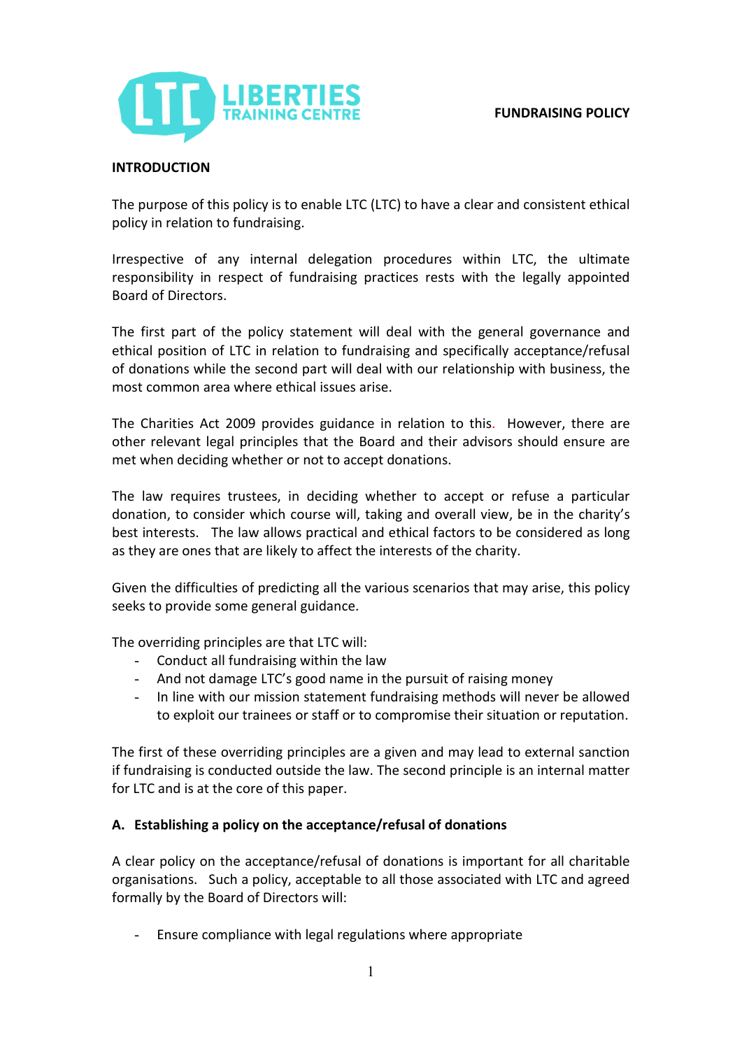# LIBERTIES TRAINING CENTRE

**FUNDRAISING POLICY**

**INTRODUCTION**

The purpose of this policy is to enable LTC (LTC) to have a clear and consistent ethical policy in relation to fundraising.

Irrespective of any internal delegation procedures within LTC, the ultimate responsibility in respect of fundraising practices rests with the legally appointed Board of Directors.

The first part of the policy statement will deal with the general governance and ethical position of LTC in relation to fundraising and specifically acceptance/refusal of donations while the second part will deal with our relationship with business, the most common area where ethical issues arise.

The Charities Act 2009 provides guidance in relation to this. However, there are other relevant legal principles that the Board and their advisors should ensure are met when deciding whether or not to accept donations.

The law requires trustees, in deciding whether to accept or refuse a particular donation, to consider which course will, taking and overall view, be in the charity's best interests. The law allows practical and ethical factors to be considered as long as they are ones that are likely to affect the interests of the charity.

Given the difficulties of predicting all the various scenarios that may arise, this policy seeks to provide some general guidance.

The overriding principles are that LTC will:

- Conduct all fundraising within the law
- And not damage LTC's good name in the pursuit of raising money
- In line with our mission statement fundraising methods will never be allowed to exploit our trainees or staff or to compromise their situation or reputation.

The first of these overriding principles are a given and may lead to external sanction if fundraising is conducted outside the law. The second principle is an internal matter for LTC and is at the core of this paper.

**A. Establishing a policy on the acceptance/refusal of donations**

A clear policy on the acceptance/refusal of donations is important for all charitable organisations. Such a policy, acceptable to all those associated with LTC and agreed formally by the Board of Directors will:

- Ensure compliance with legal regulations where appropriate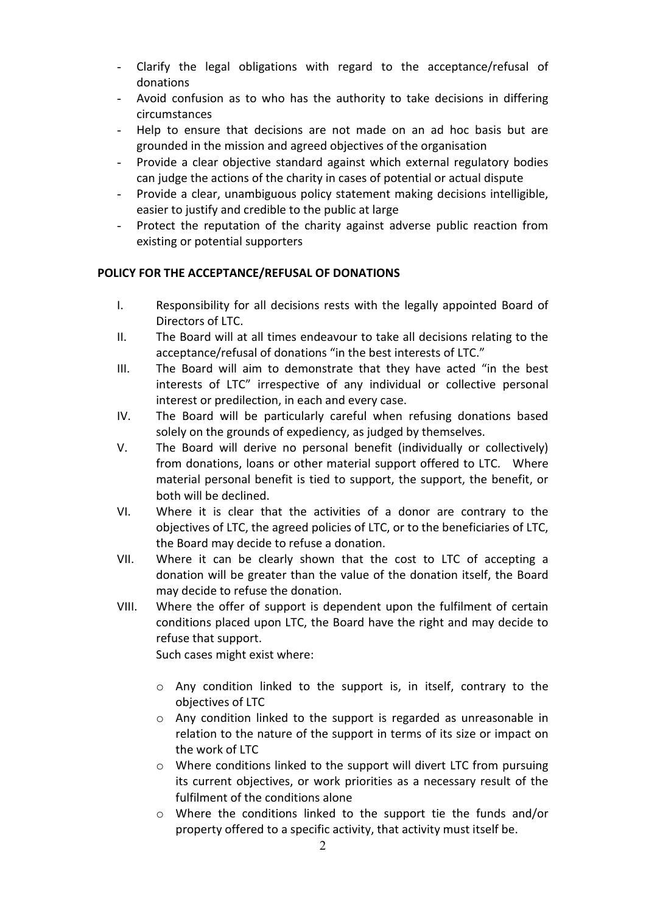- Clarify the legal obligations with regard to the acceptance/refusal of donations
- Avoid confusion as to who has the authority to take decisions in differing circumstances
- Help to ensure that decisions are not made on an ad hoc basis but are grounded in the mission and agreed objectives of the organisation
- Provide a clear objective standard against which external regulatory bodies can judge the actions of the charity in cases of potential or actual dispute
- Provide a clear, unambiguous policy statement making decisions intelligible, easier to justify and credible to the public at large
- Protect the reputation of the charity against adverse public reaction from existing or potential supporters

**POLICY FOR THE ACCEPTANCE/REFUSAL OF DONATIONS**

I. Responsibility for all decisions rests with the legally appointed Board of Directors of LTC.

II. The Board will at all times endeavour to take all decisions relating to the acceptance/refusal of donations "in the best interests of LTC."

III. The Board will aim to demonstrate that they have acted "in the best interests of LTC" irrespective of any individual or collective personal interest or predilection, in each and every case.

IV. The Board will be particularly careful when refusing donations based solely on the grounds of expediency, as judged by themselves.

V. The Board will derive no personal benefit (individually or collectively) from donations, loans or other material support offered to LTC. Where material personal benefit is tied to support, the support, the benefit, or both will be declined.

VI. Where it is clear that the activities of a donor are contrary to the objectives of LTC, the agreed policies of LTC, or to the beneficiaries of LTC, the Board may decide to refuse a donation.

VII. Where it can be clearly shown that the cost to LTC of accepting a donation will be greater than the value of the donation itself, the Board may decide to refuse the donation.

VIII. Where the offer of support is dependent upon the fulfilment of certain conditions placed upon LTC, the Board have the right and may decide to refuse that support.

Such cases might exist where:

- Any condition linked to the support is, in itself, contrary to the objectives of LTC
- Any condition linked to the support is regarded as unreasonable in relation to the nature of the support in terms of its size or impact on the work of LTC
- Where conditions linked to the support will divert LTC from pursuing its current objectives, or work priorities as a necessary result of the fulfilment of the conditions alone
- Where the conditions linked to the support tie the funds and/or property offered to a specific activity, that activity must itself be.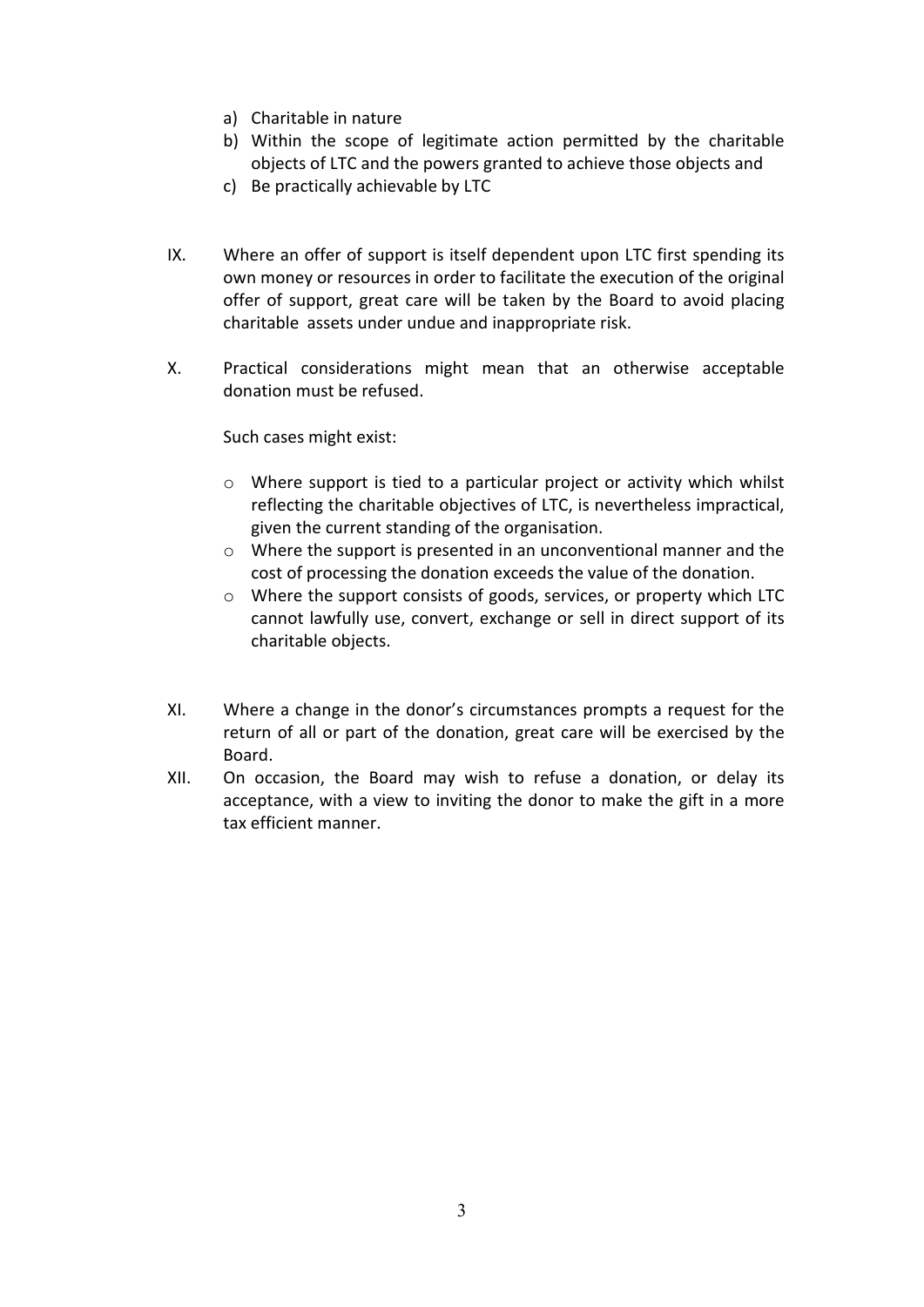a) Charitable in nature
b) Within the scope of legitimate action permitted by the charitable objects of LTC and the powers granted to achieve those objects and
c) Be practically achievable by LTC

IX. Where an offer of support is itself dependent upon LTC first spending its own money or resources in order to facilitate the execution of the original offer of support, great care will be taken by the Board to avoid placing charitable assets under undue and inappropriate risk.

X. Practical considerations might mean that an otherwise acceptable donation must be refused.

   Such cases might exist:

   - Where support is tied to a particular project or activity which whilst reflecting the charitable objectives of LTC, is nevertheless impractical, given the current standing of the organisation.
   - Where the support is presented in an unconventional manner and the cost of processing the donation exceeds the value of the donation.
   - Where the support consists of goods, services, or property which LTC cannot lawfully use, convert, exchange or sell in direct support of its charitable objects.

XI. Where a change in the donor's circumstances prompts a request for the return of all or part of the donation, great care will be exercised by the Board.

XII. On occasion, the Board may wish to refuse a donation, or delay its acceptance, with a view to inviting the donor to make the gift in a more tax efficient manner.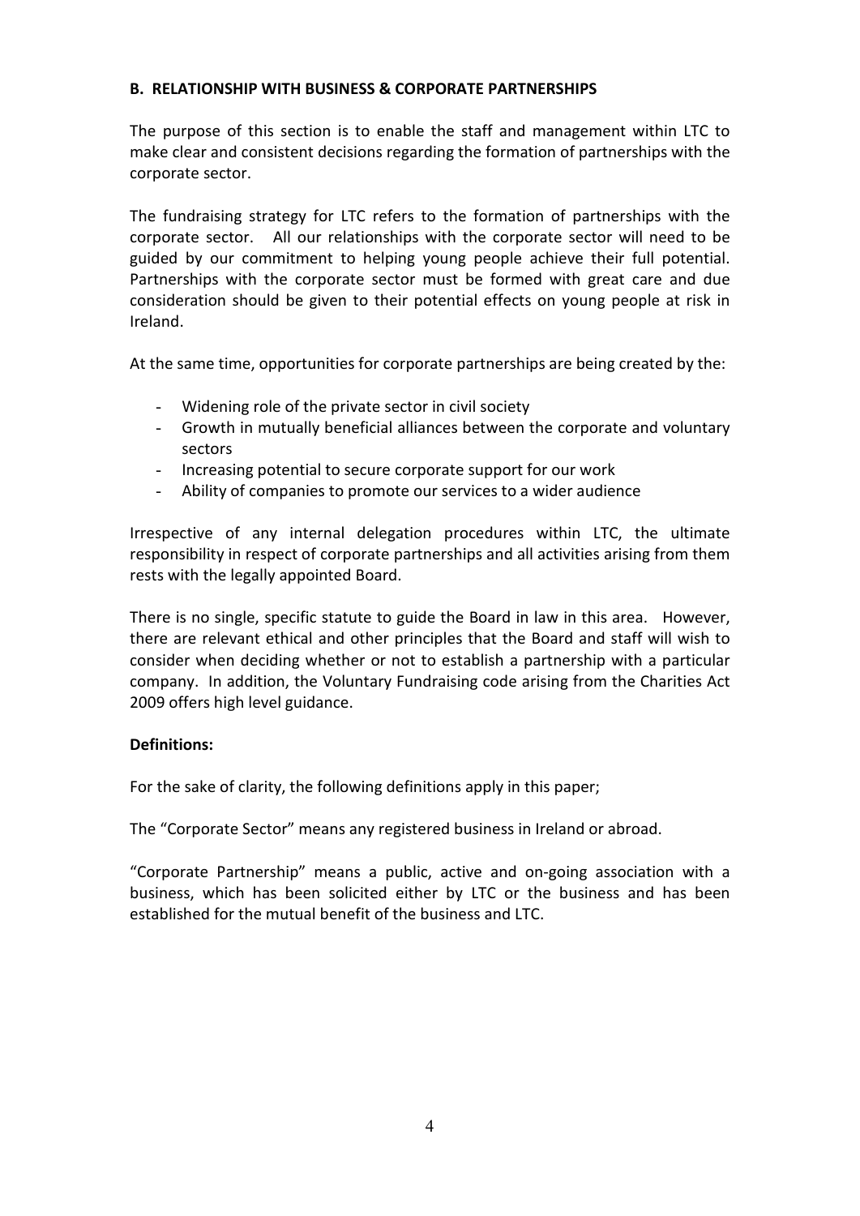**B. RELATIONSHIP WITH BUSINESS & CORPORATE PARTNERSHIPS**

The purpose of this section is to enable the staff and management within LTC to make clear and consistent decisions regarding the formation of partnerships with the corporate sector.

The fundraising strategy for LTC refers to the formation of partnerships with the corporate sector. All our relationships with the corporate sector will need to be guided by our commitment to helping young people achieve their full potential. Partnerships with the corporate sector must be formed with great care and due consideration should be given to their potential effects on young people at risk in Ireland.

At the same time, opportunities for corporate partnerships are being created by the:

- Widening role of the private sector in civil society
- Growth in mutually beneficial alliances between the corporate and voluntary sectors
- Increasing potential to secure corporate support for our work
- Ability of companies to promote our services to a wider audience

Irrespective of any internal delegation procedures within LTC, the ultimate responsibility in respect of corporate partnerships and all activities arising from them rests with the legally appointed Board.

There is no single, specific statute to guide the Board in law in this area. However, there are relevant ethical and other principles that the Board and staff will wish to consider when deciding whether or not to establish a partnership with a particular company. In addition, the Voluntary Fundraising code arising from the Charities Act 2009 offers high level guidance.

**Definitions:**

For the sake of clarity, the following definitions apply in this paper;

The "Corporate Sector" means any registered business in Ireland or abroad.

"Corporate Partnership" means a public, active and on-going association with a business, which has been solicited either by LTC or the business and has been established for the mutual benefit of the business and LTC.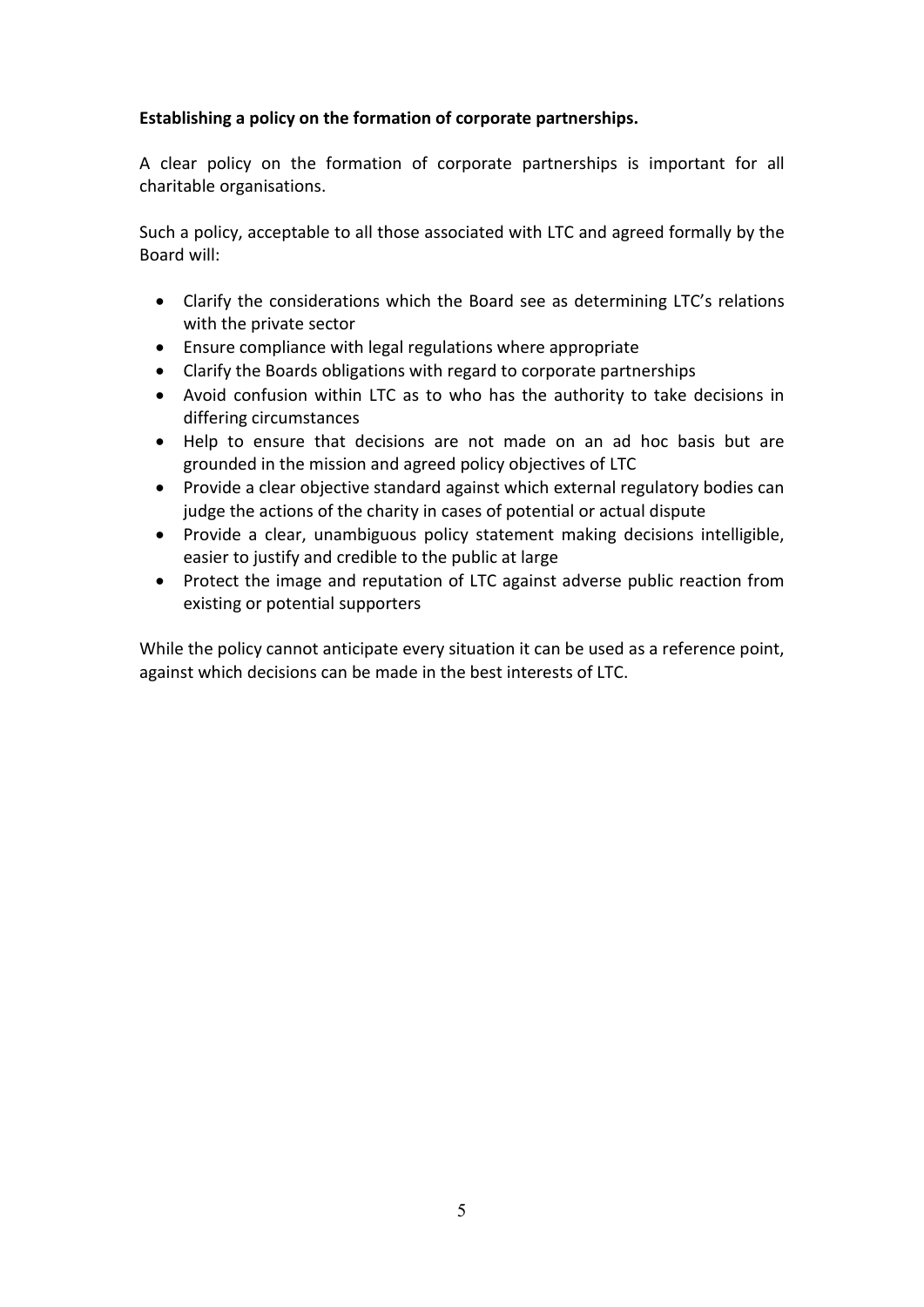**Establishing a policy on the formation of corporate partnerships.**

A clear policy on the formation of corporate partnerships is important for all charitable organisations.

Such a policy, acceptable to all those associated with LTC and agreed formally by the Board will:

- Clarify the considerations which the Board see as determining LTC's relations with the private sector
- Ensure compliance with legal regulations where appropriate
- Clarify the Boards obligations with regard to corporate partnerships
- Avoid confusion within LTC as to who has the authority to take decisions in differing circumstances
- Help to ensure that decisions are not made on an ad hoc basis but are grounded in the mission and agreed policy objectives of LTC
- Provide a clear objective standard against which external regulatory bodies can judge the actions of the charity in cases of potential or actual dispute
- Provide a clear, unambiguous policy statement making decisions intelligible, easier to justify and credible to the public at large
- Protect the image and reputation of LTC against adverse public reaction from existing or potential supporters

While the policy cannot anticipate every situation it can be used as a reference point, against which decisions can be made in the best interests of LTC.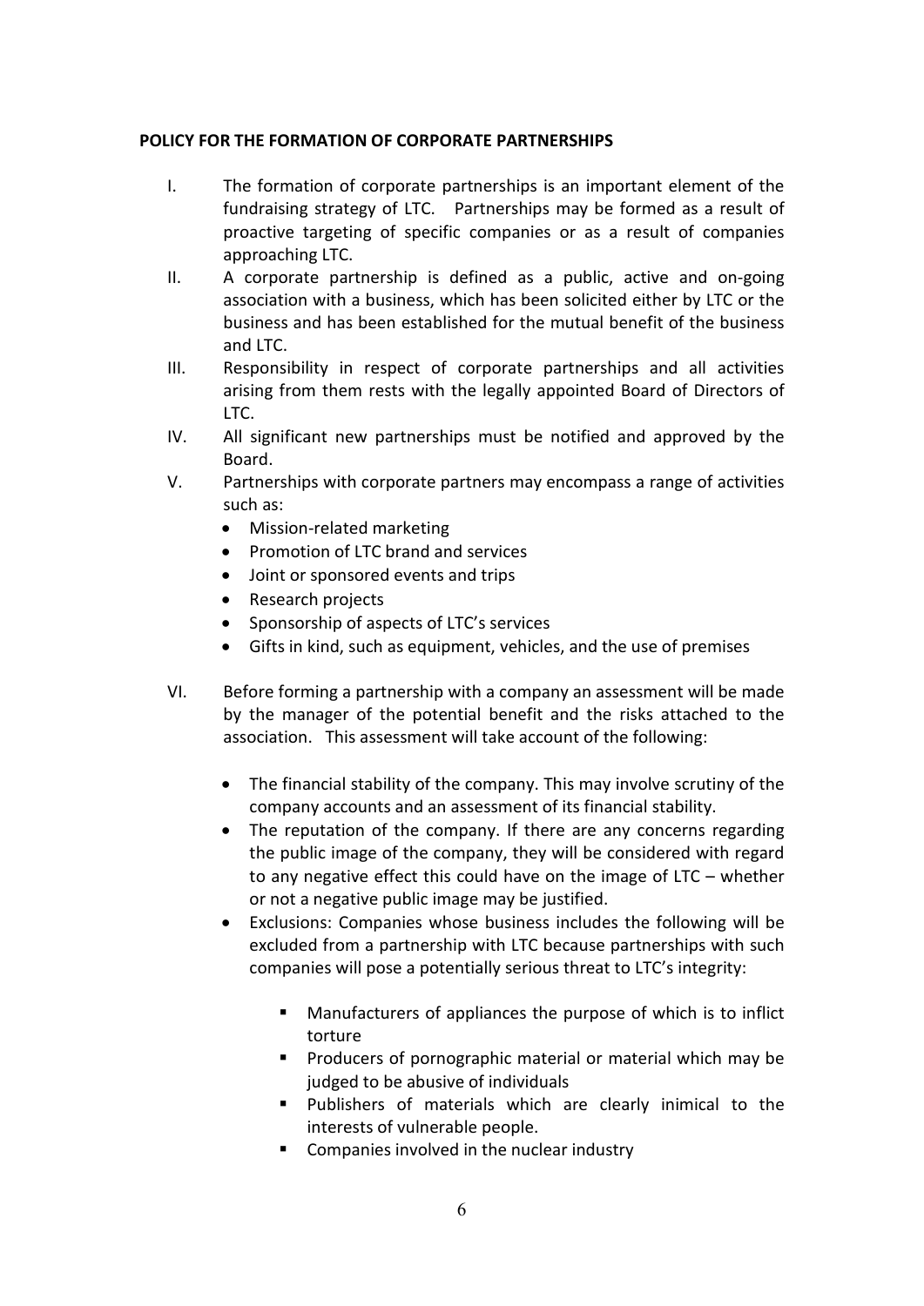**POLICY FOR THE FORMATION OF CORPORATE PARTNERSHIPS**

I. The formation of corporate partnerships is an important element of the fundraising strategy of LTC. Partnerships may be formed as a result of proactive targeting of specific companies or as a result of companies approaching LTC.

II. A corporate partnership is defined as a public, active and on-going association with a business, which has been solicited either by LTC or the business and has been established for the mutual benefit of the business and LTC.

III. Responsibility in respect of corporate partnerships and all activities arising from them rests with the legally appointed Board of Directors of LTC.

IV. All significant new partnerships must be notified and approved by the Board.

V. Partnerships with corporate partners may encompass a range of activities such as:
   - Mission-related marketing
   - Promotion of LTC brand and services
   - Joint or sponsored events and trips
   - Research projects
   - Sponsorship of aspects of LTC's services
   - Gifts in kind, such as equipment, vehicles, and the use of premises

VI. Before forming a partnership with a company an assessment will be made by the manager of the potential benefit and the risks attached to the association. This assessment will take account of the following:

   - The financial stability of the company. This may involve scrutiny of the company accounts and an assessment of its financial stability.
   - The reputation of the company. If there are any concerns regarding the public image of the company, they will be considered with regard to any negative effect this could have on the image of LTC – whether or not a negative public image may be justified.
   - Exclusions: Companies whose business includes the following will be excluded from a partnership with LTC because partnerships with such companies will pose a potentially serious threat to LTC's integrity:

     - Manufacturers of appliances the purpose of which is to inflict torture
     - Producers of pornographic material or material which may be judged to be abusive of individuals
     - Publishers of materials which are clearly inimical to the interests of vulnerable people.
     - Companies involved in the nuclear industry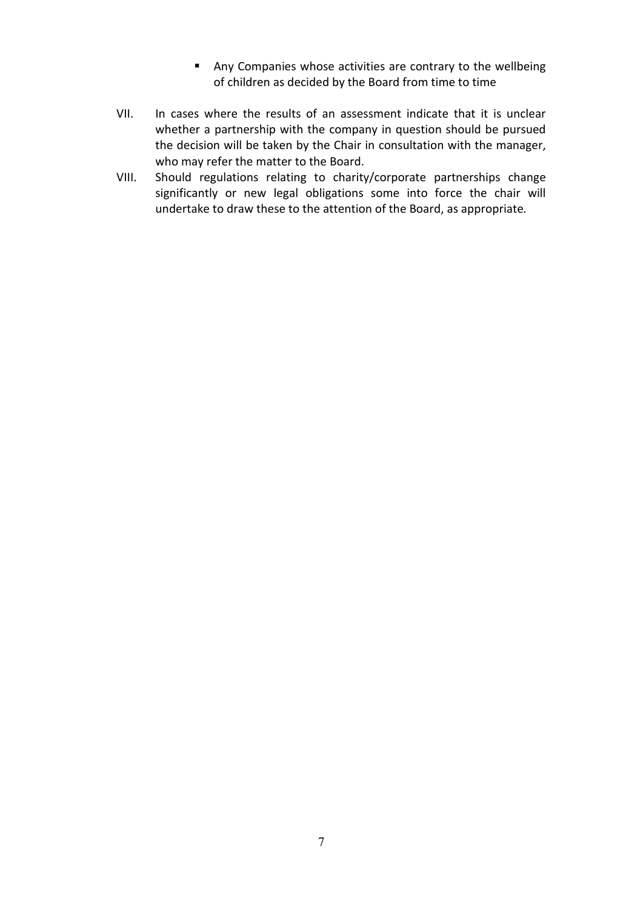- Any Companies whose activities are contrary to the wellbeing of children as decided by the Board from time to time

VII. In cases where the results of an assessment indicate that it is unclear whether a partnership with the company in question should be pursued the decision will be taken by the Chair in consultation with the manager, who may refer the matter to the Board.

VIII. Should regulations relating to charity/corporate partnerships change significantly or new legal obligations some into force the chair will undertake to draw these to the attention of the Board, as appropriate.